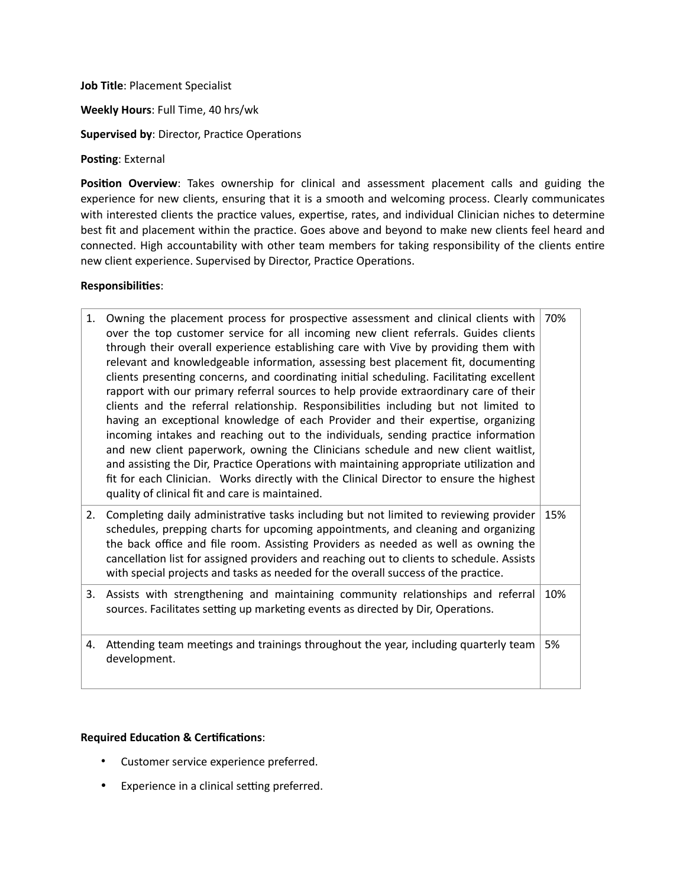**Job Title**: Placement Specialist

**Weekly Hours**: Full Time, 40 hrs/wk

**Supervised by**: Director, Practice Operations

**Posting**: External

**Position Overview**: Takes ownership for clinical and assessment placement calls and guiding the experience for new clients, ensuring that it is a smooth and welcoming process. Clearly communicates with interested clients the practice values, expertise, rates, and individual Clinician niches to determine best fit and placement within the practice. Goes above and beyond to make new clients feel heard and connected. High accountability with other team members for taking responsibility of the clients entire new client experience. Supervised by Director, Practice Operations.

**Responsibilities**:

| Responsibility | % |
|---|---|
| 1. Owning the placement process for prospective assessment and clinical clients with over the top customer service for all incoming new client referrals. Guides clients through their overall experience establishing care with Vive by providing them with relevant and knowledgeable information, assessing best placement fit, documenting clients presenting concerns, and coordinating initial scheduling. Facilitating excellent rapport with our primary referral sources to help provide extraordinary care of their clients and the referral relationship. Responsibilities including but not limited to having an exceptional knowledge of each Provider and their expertise, organizing incoming intakes and reaching out to the individuals, sending practice information and new client paperwork, owning the Clinicians schedule and new client waitlist, and assisting the Dir, Practice Operations with maintaining appropriate utilization and fit for each Clinician. Works directly with the Clinical Director to ensure the highest quality of clinical fit and care is maintained. | 70% |
| 2. Completing daily administrative tasks including but not limited to reviewing provider schedules, prepping charts for upcoming appointments, and cleaning and organizing the back office and file room. Assisting Providers as needed as well as owning the cancellation list for assigned providers and reaching out to clients to schedule. Assists with special projects and tasks as needed for the overall success of the practice. | 15% |
| 3. Assists with strengthening and maintaining community relationships and referral sources. Facilitates setting up marketing events as directed by Dir, Operations. | 10% |
| 4. Attending team meetings and trainings throughout the year, including quarterly team development. | 5% |

**Required Education & Certifications**:

- Customer service experience preferred.
- Experience in a clinical setting preferred.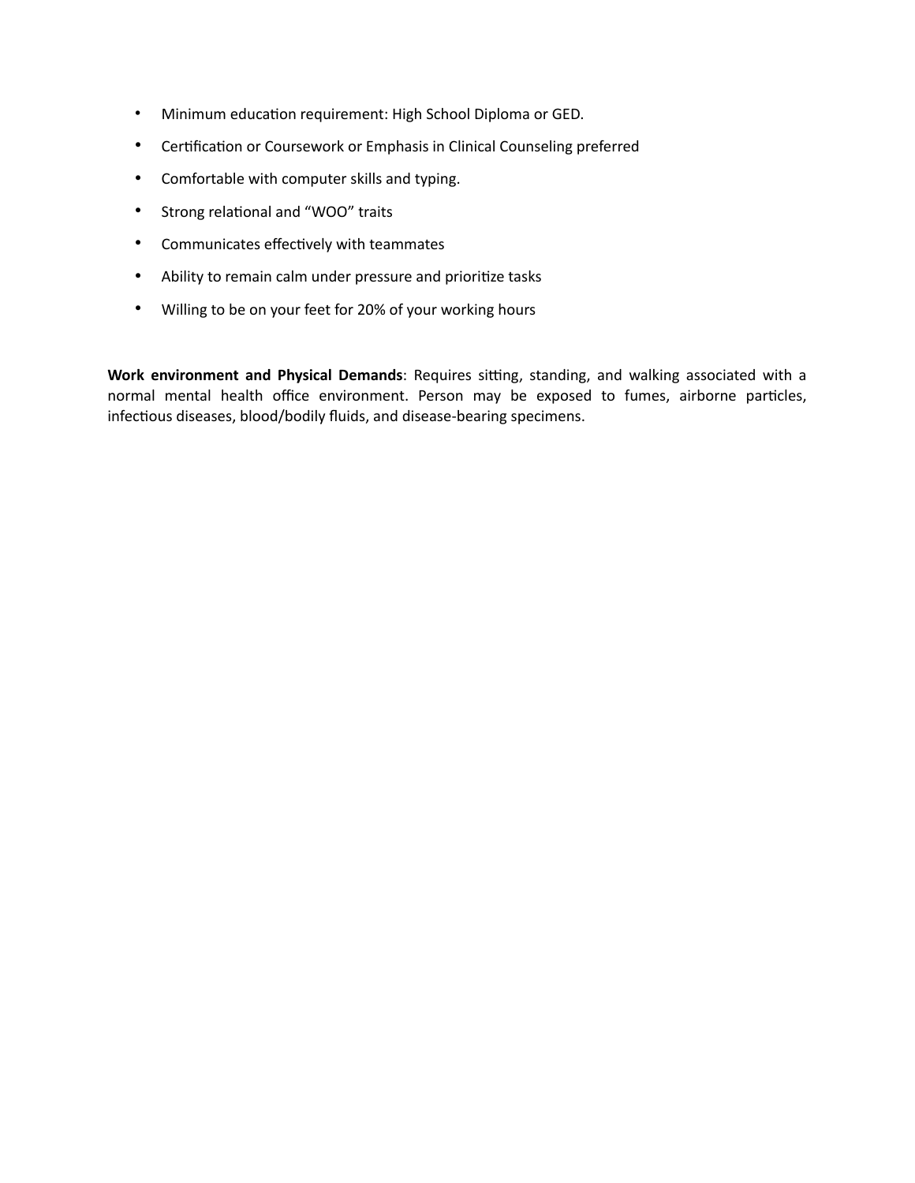- Minimum education requirement: High School Diploma or GED.
- Certification or Coursework or Emphasis in Clinical Counseling preferred
- Comfortable with computer skills and typing.
- Strong relational and “WOO” traits
- Communicates effectively with teammates
- Ability to remain calm under pressure and prioritize tasks
- Willing to be on your feet for 20% of your working hours

**Work environment and Physical Demands**: Requires sitting, standing, and walking associated with a normal mental health office environment. Person may be exposed to fumes, airborne particles, infectious diseases, blood/bodily fluids, and disease-bearing specimens.